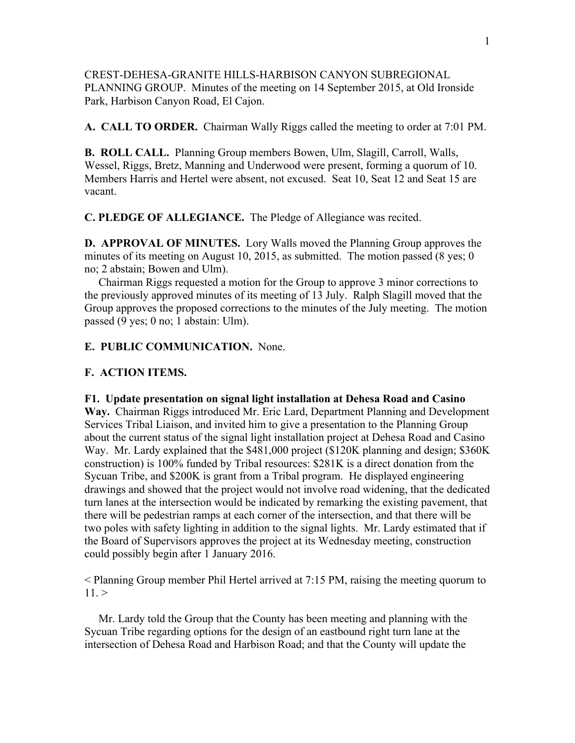CREST-DEHESA-GRANITE HILLS-HARBISON CANYON SUBREGIONAL PLANNING GROUP. Minutes of the meeting on 14 September 2015, at Old Ironside Park, Harbison Canyon Road, El Cajon.

**A. CALL TO ORDER.** Chairman Wally Riggs called the meeting to order at 7:01 PM.

**B. ROLL CALL.** Planning Group members Bowen, Ulm, Slagill, Carroll, Walls, Wessel, Riggs, Bretz, Manning and Underwood were present, forming a quorum of 10. Members Harris and Hertel were absent, not excused. Seat 10, Seat 12 and Seat 15 are vacant.

**C. PLEDGE OF ALLEGIANCE.** The Pledge of Allegiance was recited.

**D. APPROVAL OF MINUTES.** Lory Walls moved the Planning Group approves the minutes of its meeting on August 10, 2015, as submitted. The motion passed (8 yes; 0 no; 2 abstain; Bowen and Ulm).

Chairman Riggs requested a motion for the Group to approve 3 minor corrections to the previously approved minutes of its meeting of 13 July. Ralph Slagill moved that the Group approves the proposed corrections to the minutes of the July meeting. The motion passed (9 yes; 0 no; 1 abstain: Ulm).

**E. PUBLIC COMMUNICATION.** None.

**F. ACTION ITEMS.**

**F1. Update presentation on signal light installation at Dehesa Road and Casino Way.** Chairman Riggs introduced Mr. Eric Lard, Department Planning and Development Services Tribal Liaison, and invited him to give a presentation to the Planning Group about the current status of the signal light installation project at Dehesa Road and Casino Way. Mr. Lardy explained that the $481,000 project ($120K planning and design; $360K construction) is 100% funded by Tribal resources: $281K is a direct donation from the Sycuan Tribe, and $200K is grant from a Tribal program. He displayed engineering drawings and showed that the project would not involve road widening, that the dedicated turn lanes at the intersection would be indicated by remarking the existing pavement, that there will be pedestrian ramps at each corner of the intersection, and that there will be two poles with safety lighting in addition to the signal lights. Mr. Lardy estimated that if the Board of Supervisors approves the project at its Wednesday meeting, construction could possibly begin after 1 January 2016.

< Planning Group member Phil Hertel arrived at 7:15 PM, raising the meeting quorum to 11. >

Mr. Lardy told the Group that the County has been meeting and planning with the Sycuan Tribe regarding options for the design of an eastbound right turn lane at the intersection of Dehesa Road and Harbison Road; and that the County will update the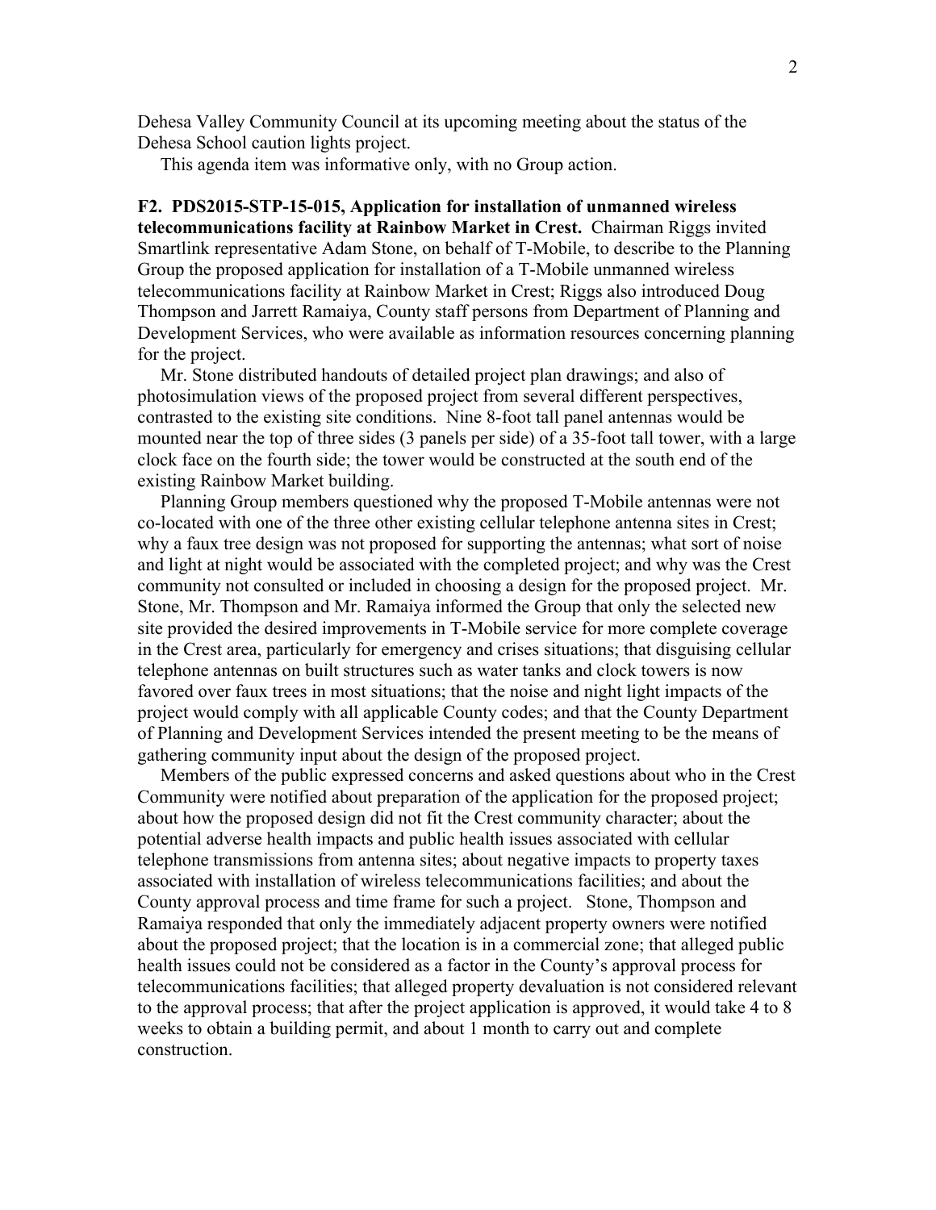Dehesa Valley Community Council at its upcoming meeting about the status of the Dehesa School caution lights project.

This agenda item was informative only, with no Group action.

**F2. PDS2015-STP-15-015, Application for installation of unmanned wireless telecommunications facility at Rainbow Market in Crest.** Chairman Riggs invited Smartlink representative Adam Stone, on behalf of T-Mobile, to describe to the Planning Group the proposed application for installation of a T-Mobile unmanned wireless telecommunications facility at Rainbow Market in Crest; Riggs also introduced Doug Thompson and Jarrett Ramaiya, County staff persons from Department of Planning and Development Services, who were available as information resources concerning planning for the project.

Mr. Stone distributed handouts of detailed project plan drawings; and also of photosimulation views of the proposed project from several different perspectives, contrasted to the existing site conditions. Nine 8-foot tall panel antennas would be mounted near the top of three sides (3 panels per side) of a 35-foot tall tower, with a large clock face on the fourth side; the tower would be constructed at the south end of the existing Rainbow Market building.

Planning Group members questioned why the proposed T-Mobile antennas were not co-located with one of the three other existing cellular telephone antenna sites in Crest; why a faux tree design was not proposed for supporting the antennas; what sort of noise and light at night would be associated with the completed project; and why was the Crest community not consulted or included in choosing a design for the proposed project. Mr. Stone, Mr. Thompson and Mr. Ramaiya informed the Group that only the selected new site provided the desired improvements in T-Mobile service for more complete coverage in the Crest area, particularly for emergency and crises situations; that disguising cellular telephone antennas on built structures such as water tanks and clock towers is now favored over faux trees in most situations; that the noise and night light impacts of the project would comply with all applicable County codes; and that the County Department of Planning and Development Services intended the present meeting to be the means of gathering community input about the design of the proposed project.

Members of the public expressed concerns and asked questions about who in the Crest Community were notified about preparation of the application for the proposed project; about how the proposed design did not fit the Crest community character; about the potential adverse health impacts and public health issues associated with cellular telephone transmissions from antenna sites; about negative impacts to property taxes associated with installation of wireless telecommunications facilities; and about the County approval process and time frame for such a project. Stone, Thompson and Ramaiya responded that only the immediately adjacent property owners were notified about the proposed project; that the location is in a commercial zone; that alleged public health issues could not be considered as a factor in the County's approval process for telecommunications facilities; that alleged property devaluation is not considered relevant to the approval process; that after the project application is approved, it would take 4 to 8 weeks to obtain a building permit, and about 1 month to carry out and complete construction.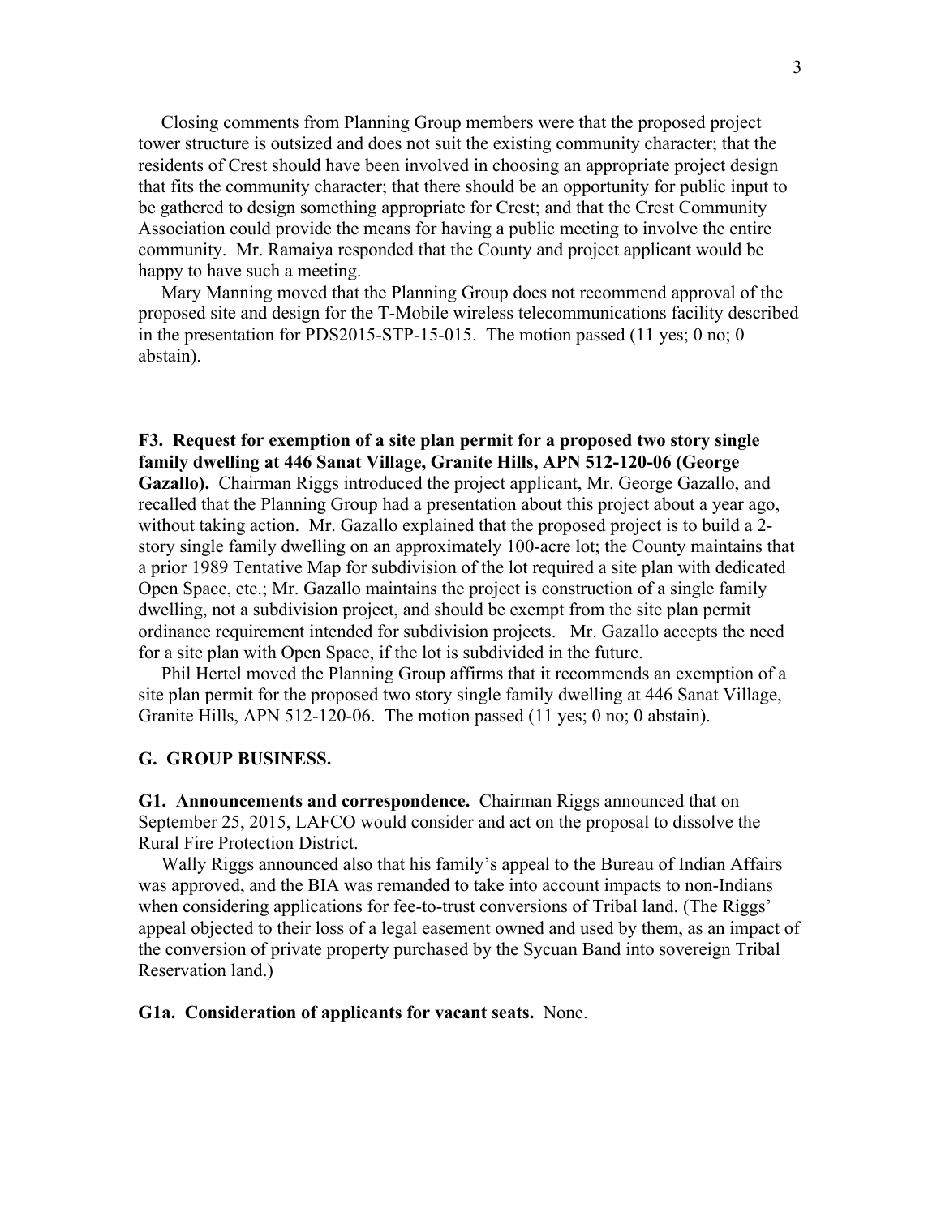Closing comments from Planning Group members were that the proposed project tower structure is outsized and does not suit the existing community character; that the residents of Crest should have been involved in choosing an appropriate project design that fits the community character; that there should be an opportunity for public input to be gathered to design something appropriate for Crest; and that the Crest Community Association could provide the means for having a public meeting to involve the entire community. Mr. Ramaiya responded that the County and project applicant would be happy to have such a meeting.

Mary Manning moved that the Planning Group does not recommend approval of the proposed site and design for the T-Mobile wireless telecommunications facility described in the presentation for PDS2015-STP-15-015. The motion passed (11 yes; 0 no; 0 abstain).

**F3. Request for exemption of a site plan permit for a proposed two story single family dwelling at 446 Sanat Village, Granite Hills, APN 512-120-06 (George Gazallo).** Chairman Riggs introduced the project applicant, Mr. George Gazallo, and recalled that the Planning Group had a presentation about this project about a year ago, without taking action. Mr. Gazallo explained that the proposed project is to build a 2-story single family dwelling on an approximately 100-acre lot; the County maintains that a prior 1989 Tentative Map for subdivision of the lot required a site plan with dedicated Open Space, etc.; Mr. Gazallo maintains the project is construction of a single family dwelling, not a subdivision project, and should be exempt from the site plan permit ordinance requirement intended for subdivision projects. Mr. Gazallo accepts the need for a site plan with Open Space, if the lot is subdivided in the future.

Phil Hertel moved the Planning Group affirms that it recommends an exemption of a site plan permit for the proposed two story single family dwelling at 446 Sanat Village, Granite Hills, APN 512-120-06. The motion passed (11 yes; 0 no; 0 abstain).

**G. GROUP BUSINESS.**

**G1. Announcements and correspondence.** Chairman Riggs announced that on September 25, 2015, LAFCO would consider and act on the proposal to dissolve the Rural Fire Protection District.

Wally Riggs announced also that his family's appeal to the Bureau of Indian Affairs was approved, and the BIA was remanded to take into account impacts to non-Indians when considering applications for fee-to-trust conversions of Tribal land. (The Riggs' appeal objected to their loss of a legal easement owned and used by them, as an impact of the conversion of private property purchased by the Sycuan Band into sovereign Tribal Reservation land.)

**G1a. Consideration of applicants for vacant seats.** None.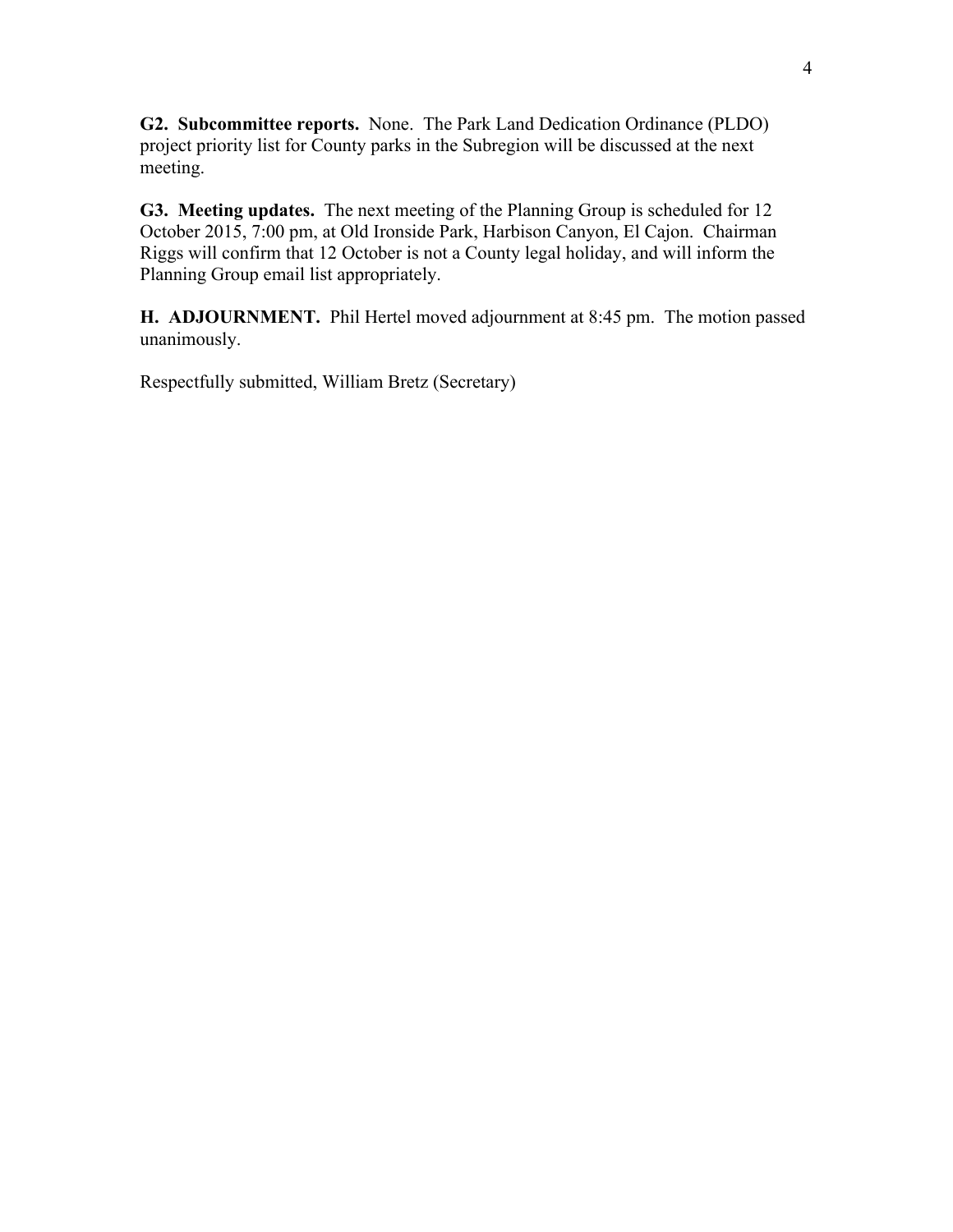**G2. Subcommittee reports.** None. The Park Land Dedication Ordinance (PLDO) project priority list for County parks in the Subregion will be discussed at the next meeting.

**G3. Meeting updates.** The next meeting of the Planning Group is scheduled for 12 October 2015, 7:00 pm, at Old Ironside Park, Harbison Canyon, El Cajon. Chairman Riggs will confirm that 12 October is not a County legal holiday, and will inform the Planning Group email list appropriately.

**H. ADJOURNMENT.** Phil Hertel moved adjournment at 8:45 pm. The motion passed unanimously.

Respectfully submitted, William Bretz (Secretary)